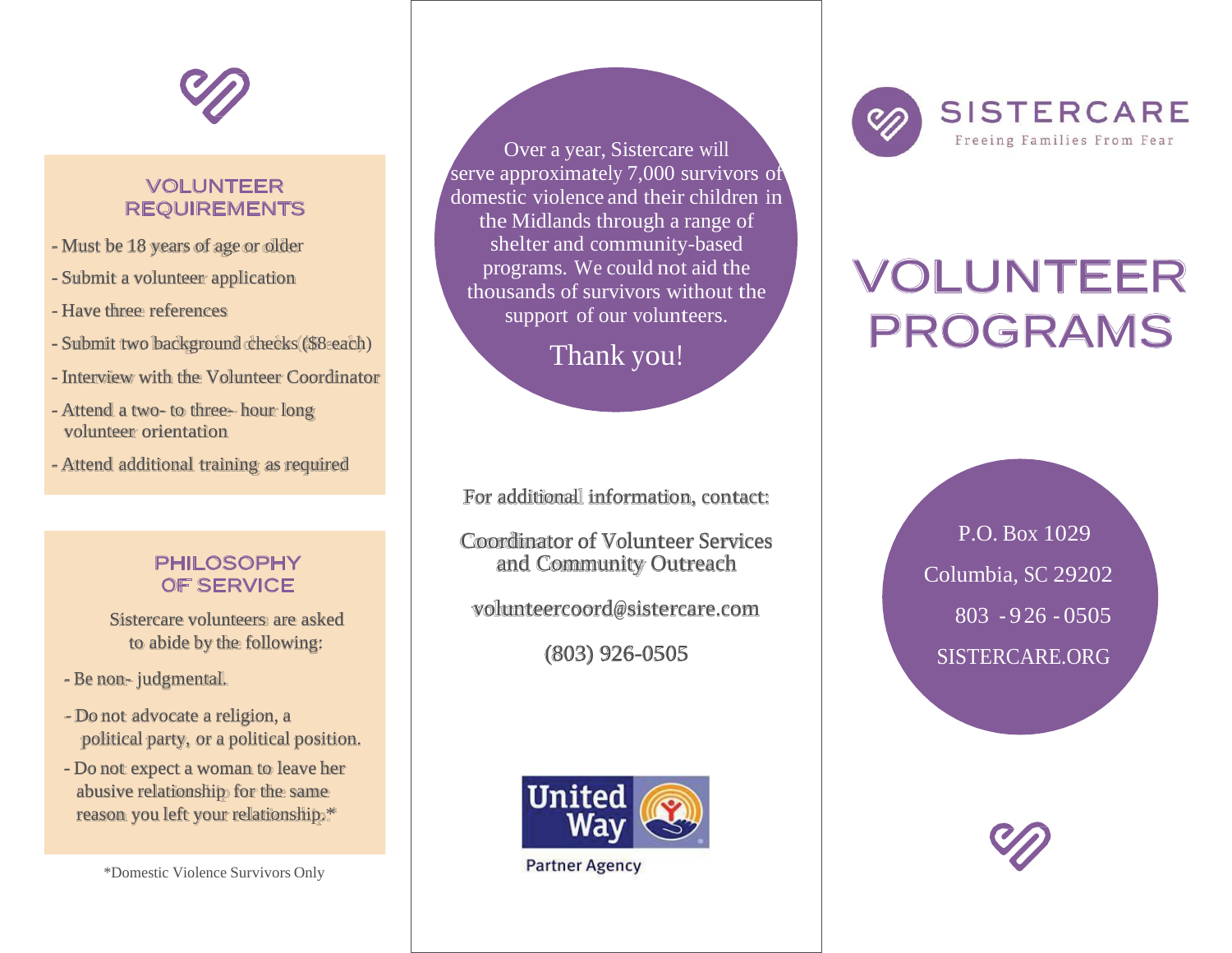## VOLUNTEER REQUIREMENTS

- Must be 18 years of age or older
- Submit a volunteer application
- Have three references
- Submit two background checks ($8 each)
- Interview with the Volunteer Coordinator
- Attend a two- to three- hour long volunteer orientation
- Attend additional training as required

## PHILOSOPHY OF SERVICE

Sistercare volunteers are asked to abide by the following:

- Be non- judgmental.
- Do not advocate a religion, a political party, or a political position.
- Do not expect a woman to leave her abusive relationship for the same reason you left your relationship.*

*Domestic Violence Survivors Only

Over a year, Sistercare will serve approximately 7,000 survivors of domestic violence and their children in the Midlands through a range of shelter and community-based programs. We could not aid the thousands of survivors without the support of our volunteers.

Thank you!

For additional information, contact:

Coordinator of Volunteer Services and Community Outreach

volunteercoord@sistercare.com

(803) 926-0505

United Way

Partner Agency

# SISTERCARE

Freeing Families From Fear

# VOLUNTEER PROGRAMS

P.O. Box 1029

Columbia, SC 29202

803 - 926 - 0505

SISTERCARE.ORG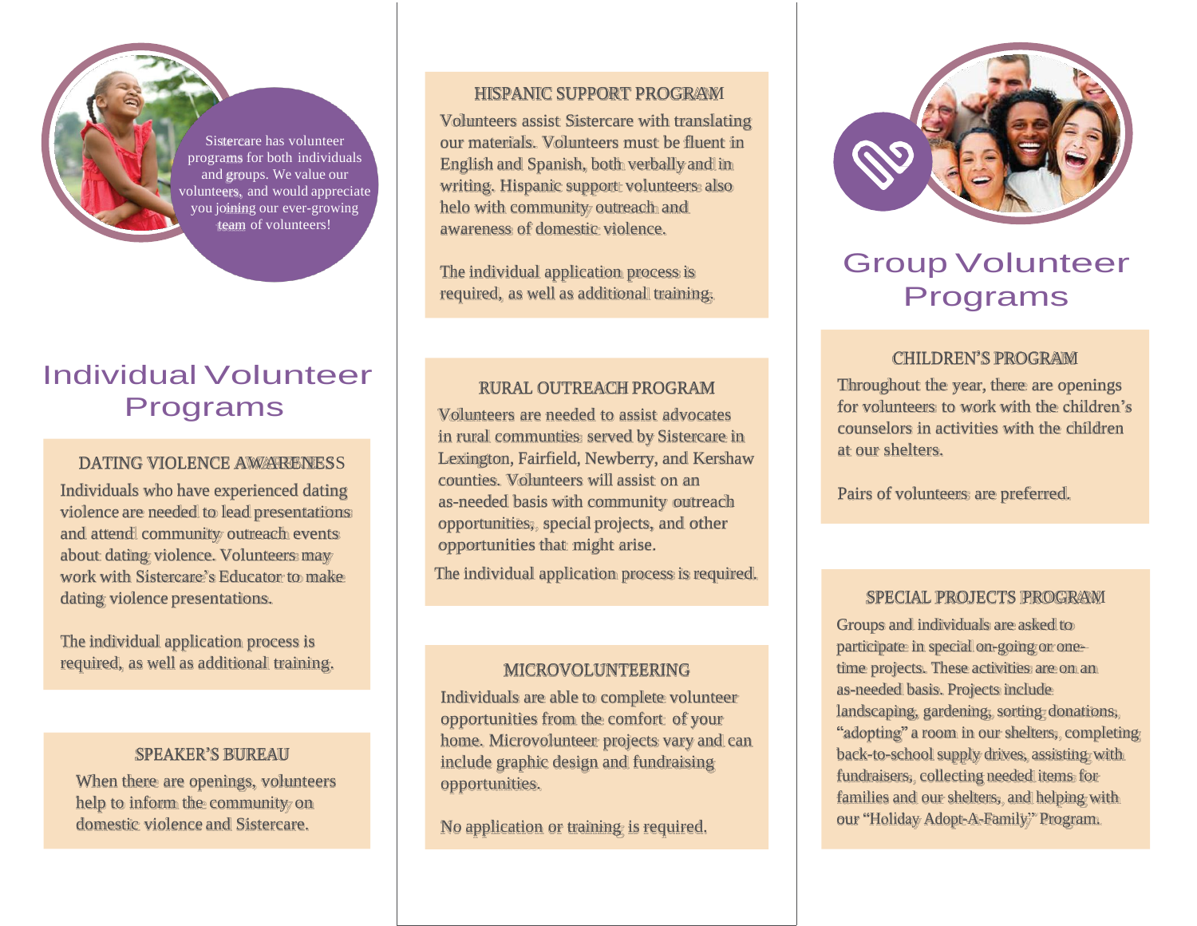Sistercare has volunteer programs for both individuals and groups. We value our volunteers, and would appreciate you joining our ever-growing team of volunteers!

## Individual Volunteer Programs

### DATING VIOLENCE AWARENESS

Individuals who have experienced dating violence are needed to lead presentations and attend community outreach events about dating violence. Volunteers may work with Sistercare's Educator to make dating violence presentations.

The individual application process is required, as well as additional training.

### SPEAKER'S BUREAU

When there are openings, volunteers help to inform the community on domestic violence and Sistercare.

### HISPANIC SUPPORT PROGRAM

Volunteers assist Sistercare with translating our materials. Volunteers must be fluent in English and Spanish, both verbally and in writing. Hispanic support volunteers also helo with community outreach and awareness of domestic violence.

The individual application process is required, as well as additional training.

### RURAL OUTREACH PROGRAM

Volunteers are needed to assist advocates in rural communties served by Sistercare in Lexington, Fairfield, Newberry, and Kershaw counties. Volunteers will assist on an as-needed basis with community outreach opportunities, special projects, and other opportunities that might arise.

The individual application process is required.

### MICROVOLUNTEERING

Individuals are able to complete volunteer opportunities from the comfort of your home. Microvolunteer projects vary and can include graphic design and fundraising opportunities.

No application or training is required.

## Group Volunteer Programs

### CHILDREN'S PROGRAM

Throughout the year, there are openings for volunteers to work with the children's counselors in activities with the children at our shelters.

Pairs of volunteers are preferred.

### SPECIAL PROJECTS PROGRAM

Groups and individuals are asked to participate in special on-going or one-time projects. These activities are on an as-needed basis. Projects include landscaping, gardening, sorting donations, "adopting" a room in our shelters, completing back-to-school supply drives, assisting with fundraisers, collecting needed items for families and our shelters, and helping with our "Holiday Adopt-A-Family" Program.